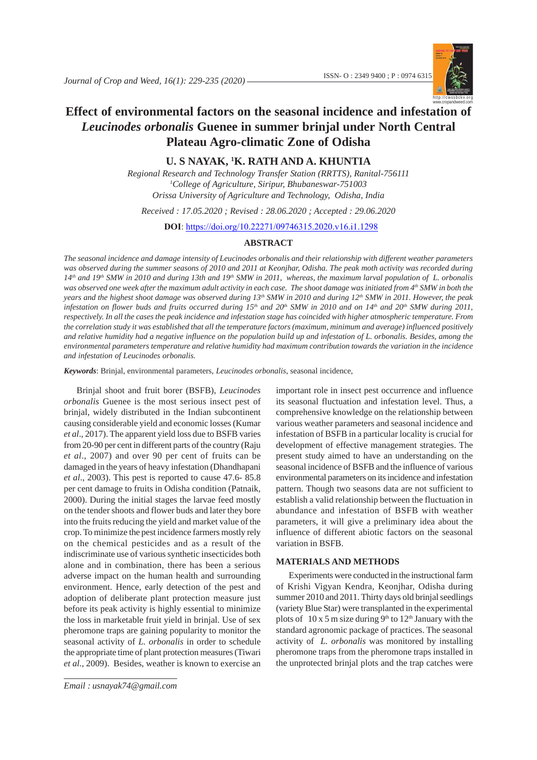# Effect of environmental factors on the seasonal incidence and infestation of *Leucinodes orbonalis* Guenee in summer brinjal under North Central Plateau Agro-climatic Zone of Odisha

**U. S NAYAK, [1]K. RATH AND A. KHUNTIA**

*Regional Research and Technology Transfer Station (RRTTS), Ranital-756111*
*[1]College of Agriculture, Siripur, Bhubaneswar-751003*
*Orissa University of Agriculture and Technology, Odisha, India*

*Received : 17.05.2020 ; Revised : 28.06.2020 ; Accepted : 29.06.2020*

**DOI**: https://doi.org/10.22271/09746315.2020.v16.i1.1298

## ABSTRACT

*The seasonal incidence and damage intensity of Leucinodes orbonalis and their relationship with different weather parameters was observed during the summer seasons of 2010 and 2011 at Keonjhar, Odisha. The peak moth activity was recorded during 14th and 19th SMW in 2010 and during 13th and 19th SMW in 2011, whereas, the maximum larval population of L. orbonalis was observed one week after the maximum adult activity in each case. The shoot damage was initiated from 4th SMW in both the years and the highest shoot damage was observed during 13th SMW in 2010 and during 12th SMW in 2011. However, the peak infestation on flower buds and fruits occurred during 15th and 20th SMW in 2010 and on 14th and 20th SMW during 2011, respectively. In all the cases the peak incidence and infestation stage has coincided with higher atmospheric temperature. From the correlation study it was established that all the temperature factors (maximum, minimum and average) influenced positively and relative humidity had a negative influence on the population build up and infestation of L. orbonalis. Besides, among the environmental parameters temperature and relative humidity had maximum contribution towards the variation in the incidence and infestation of Leucinodes orbonalis.*

***Keywords***: Brinjal, environmental parameters, *Leucinodes orbonalis*, seasonal incidence,

Brinjal shoot and fruit borer (BSFB), *Leucinodes orbonalis* Guenee is the most serious insect pest of brinjal, widely distributed in the Indian subcontinent causing considerable yield and economic losses (Kumar *et al*., 2017). The apparent yield loss due to BSFB varies from 20-90 per cent in different parts of the country (Raju *et al*., 2007) and over 90 per cent of fruits can be damaged in the years of heavy infestation (Dhandhapani *et al*., 2003). This pest is reported to cause 47.6- 85.8 per cent damage to fruits in Odisha condition (Patnaik, 2000). During the initial stages the larvae feed mostly on the tender shoots and flower buds and later they bore into the fruits reducing the yield and market value of the crop. To minimize the pest incidence farmers mostly rely on the chemical pesticides and as a result of the indiscriminate use of various synthetic insecticides both alone and in combination, there has been a serious adverse impact on the human health and surrounding environment. Hence, early detection of the pest and adoption of deliberate plant protection measure just before its peak activity is highly essential to minimize the loss in marketable fruit yield in brinjal. Use of sex pheromone traps are gaining popularity to monitor the seasonal activity of *L. orbonalis* in order to schedule the appropriate time of plant protection measures (Tiwari *et al*., 2009). Besides, weather is known to exercise an important role in insect pest occurrence and influence its seasonal fluctuation and infestation level. Thus, a comprehensive knowledge on the relationship between various weather parameters and seasonal incidence and infestation of BSFB in a particular locality is crucial for development of effective management strategies. The present study aimed to have an understanding on the seasonal incidence of BSFB and the influence of various environmental parameters on its incidence and infestation pattern. Though two seasons data are not sufficient to establish a valid relationship between the fluctuation in abundance and infestation of BSFB with weather parameters, it will give a preliminary idea about the influence of different abiotic factors on the seasonal variation in BSFB.

## MATERIALS AND METHODS

Experiments were conducted in the instructional farm of Krishi Vigyan Kendra, Keonjhar, Odisha during summer 2010 and 2011. Thirty days old brinjal seedlings (variety Blue Star) were transplanted in the experimental plots of 10 x 5 m size during 9th to 12th January with the standard agronomic package of practices. The seasonal activity of *L. orbonalis* was monitored by installing pheromone traps from the pheromone traps installed in the unprotected brinjal plots and the trap catches were

*Email : usnayak74@gmail.com*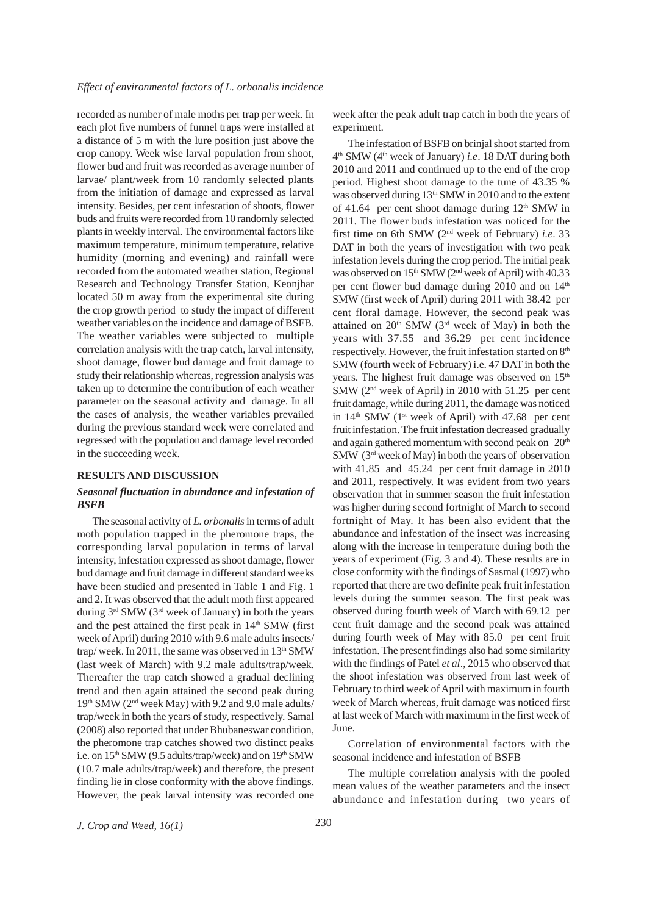recorded as number of male moths per trap per week. In each plot five numbers of funnel traps were installed at a distance of 5 m with the lure position just above the crop canopy. Week wise larval population from shoot, flower bud and fruit was recorded as average number of larvae/ plant/week from 10 randomly selected plants from the initiation of damage and expressed as larval intensity. Besides, per cent infestation of shoots, flower buds and fruits were recorded from 10 randomly selected plants in weekly interval. The environmental factors like maximum temperature, minimum temperature, relative humidity (morning and evening) and rainfall were recorded from the automated weather station, Regional Research and Technology Transfer Station, Keonjhar located 50 m away from the experimental site during the crop growth period to study the impact of different weather variables on the incidence and damage of BSFB. The weather variables were subjected to multiple correlation analysis with the trap catch, larval intensity, shoot damage, flower bud damage and fruit damage to study their relationship whereas, regression analysis was taken up to determine the contribution of each weather parameter on the seasonal activity and damage. In all the cases of analysis, the weather variables prevailed during the previous standard week were correlated and regressed with the population and damage level recorded in the succeeding week.

## RESULTS AND DISCUSSION

### *Seasonal fluctuation in abundance and infestation of BSFB*

The seasonal activity of *L. orbonalis* in terms of adult moth population trapped in the pheromone traps, the corresponding larval population in terms of larval intensity, infestation expressed as shoot damage, flower bud damage and fruit damage in different standard weeks have been studied and presented in Table 1 and Fig. 1 and 2. It was observed that the adult moth first appeared during 3rd SMW (3rd week of January) in both the years and the pest attained the first peak in 14th SMW (first week of April) during 2010 with 9.6 male adults insects/ trap/ week. In 2011, the same was observed in 13th SMW (last week of March) with 9.2 male adults/trap/week. Thereafter the trap catch showed a gradual declining trend and then again attained the second peak during 19th SMW (2nd week May) with 9.2 and 9.0 male adults/ trap/week in both the years of study, respectively. Samal (2008) also reported that under Bhubaneswar condition, the pheromone trap catches showed two distinct peaks i.e. on 15th SMW (9.5 adults/trap/week) and on 19th SMW (10.7 male adults/trap/week) and therefore, the present finding lie in close conformity with the above findings. However, the peak larval intensity was recorded one week after the peak adult trap catch in both the years of experiment.

The infestation of BSFB on brinjal shoot started from 4th SMW (4th week of January) *i.e*. 18 DAT during both 2010 and 2011 and continued up to the end of the crop period. Highest shoot damage to the tune of 43.35 % was observed during 13th SMW in 2010 and to the extent of 41.64 per cent shoot damage during 12th SMW in 2011. The flower buds infestation was noticed for the first time on 6th SMW (2nd week of February) *i.e*. 33 DAT in both the years of investigation with two peak infestation levels during the crop period. The initial peak was observed on 15th SMW (2nd week of April) with 40.33 per cent flower bud damage during 2010 and on 14th SMW (first week of April) during 2011 with 38.42 per cent floral damage. However, the second peak was attained on 20th SMW (3rd week of May) in both the years with 37.55 and 36.29 per cent incidence respectively. However, the fruit infestation started on 8th SMW (fourth week of February) i.e. 47 DAT in both the years. The highest fruit damage was observed on 15th SMW (2nd week of April) in 2010 with 51.25 per cent fruit damage, while during 2011, the damage was noticed in 14th SMW (1st week of April) with 47.68 per cent fruit infestation. The fruit infestation decreased gradually and again gathered momentum with second peak on 20th SMW (3rd week of May) in both the years of observation with 41.85 and 45.24 per cent fruit damage in 2010 and 2011, respectively. It was evident from two years observation that in summer season the fruit infestation was higher during second fortnight of March to second fortnight of May. It has been also evident that the abundance and infestation of the insect was increasing along with the increase in temperature during both the years of experiment (Fig. 3 and 4). These results are in close conformity with the findings of Sasmal (1997) who reported that there are two definite peak fruit infestation levels during the summer season. The first peak was observed during fourth week of March with 69.12 per cent fruit damage and the second peak was attained during fourth week of May with 85.0 per cent fruit infestation. The present findings also had some similarity with the findings of Patel *et al*., 2015 who observed that the shoot infestation was observed from last week of February to third week of April with maximum in fourth week of March whereas, fruit damage was noticed first at last week of March with maximum in the first week of June.

Correlation of environmental factors with the seasonal incidence and infestation of BSFB

The multiple correlation analysis with the pooled mean values of the weather parameters and the insect abundance and infestation during two years of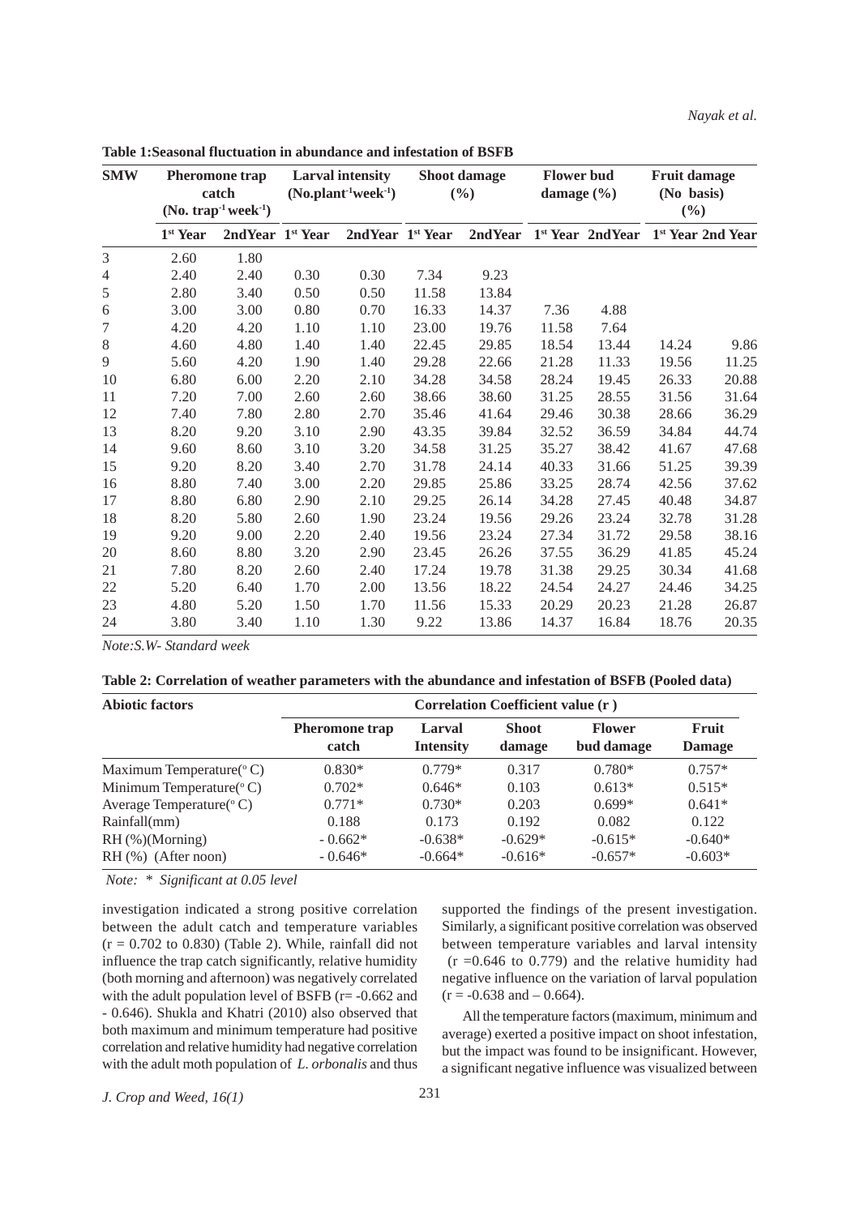**Table 1:Seasonal fluctuation in abundance and infestation of BSFB**

| SMW | Pheromone trap catch (No. trap$^{-1}$ week$^{-1}$) | | Larval intensity (No.plant$^{-1}$week$^{-1}$) | | Shoot damage (%) | | Flower bud damage (%) | | Fruit damage (No basis) (%) | |
|---|---|---|---|---|---|---|---|---|---|---|
| | 1st Year | 2ndYear | 1st Year | 2ndYear | 1st Year | 2ndYear | 1st Year | 2ndYear | 1st Year | 2nd Year |
| 3 | 2.60 | 1.80 | | | | | | | | |
| 4 | 2.40 | 2.40 | 0.30 | 0.30 | 7.34 | 9.23 | | | | |
| 5 | 2.80 | 3.40 | 0.50 | 0.50 | 11.58 | 13.84 | | | | |
| 6 | 3.00 | 3.00 | 0.80 | 0.70 | 16.33 | 14.37 | 7.36 | 4.88 | | |
| 7 | 4.20 | 4.20 | 1.10 | 1.10 | 23.00 | 19.76 | 11.58 | 7.64 | | |
| 8 | 4.60 | 4.80 | 1.40 | 1.40 | 22.45 | 29.85 | 18.54 | 13.44 | 14.24 | 9.86 |
| 9 | 5.60 | 4.20 | 1.90 | 1.40 | 29.28 | 22.66 | 21.28 | 11.33 | 19.56 | 11.25 |
| 10 | 6.80 | 6.00 | 2.20 | 2.10 | 34.28 | 34.58 | 28.24 | 19.45 | 26.33 | 20.88 |
| 11 | 7.20 | 7.00 | 2.60 | 2.60 | 38.66 | 38.60 | 31.25 | 28.55 | 31.56 | 31.64 |
| 12 | 7.40 | 7.80 | 2.80 | 2.70 | 35.46 | 41.64 | 29.46 | 30.38 | 28.66 | 36.29 |
| 13 | 8.20 | 9.20 | 3.10 | 2.90 | 43.35 | 39.84 | 32.52 | 36.59 | 34.84 | 44.74 |
| 14 | 9.60 | 8.60 | 3.10 | 3.20 | 34.58 | 31.25 | 35.27 | 38.42 | 41.67 | 47.68 |
| 15 | 9.20 | 8.20 | 3.40 | 2.70 | 31.78 | 24.14 | 40.33 | 31.66 | 51.25 | 39.39 |
| 16 | 8.80 | 7.40 | 3.00 | 2.20 | 29.85 | 25.86 | 33.25 | 28.74 | 42.56 | 37.62 |
| 17 | 8.80 | 6.80 | 2.90 | 2.10 | 29.25 | 26.14 | 34.28 | 27.45 | 40.48 | 34.87 |
| 18 | 8.20 | 5.80 | 2.60 | 1.90 | 23.24 | 19.56 | 29.26 | 23.24 | 32.78 | 31.28 |
| 19 | 9.20 | 9.00 | 2.20 | 2.40 | 19.56 | 23.24 | 27.34 | 31.72 | 29.58 | 38.16 |
| 20 | 8.60 | 8.80 | 3.20 | 2.90 | 23.45 | 26.26 | 37.55 | 36.29 | 41.85 | 45.24 |
| 21 | 7.80 | 8.20 | 2.60 | 2.40 | 17.24 | 19.78 | 31.38 | 29.25 | 30.34 | 41.68 |
| 22 | 5.20 | 6.40 | 1.70 | 2.00 | 13.56 | 18.22 | 24.54 | 24.27 | 24.46 | 34.25 |
| 23 | 4.80 | 5.20 | 1.50 | 1.70 | 11.56 | 15.33 | 20.29 | 20.23 | 21.28 | 26.87 |
| 24 | 3.80 | 3.40 | 1.10 | 1.30 | 9.22 | 13.86 | 14.37 | 16.84 | 18.76 | 20.35 |

*Note:S.W- Standard week*

**Table 2: Correlation of weather parameters with the abundance and infestation of BSFB (Pooled data)**

| Abiotic factors | Correlation Coefficient value (r ) | | | | |
|---|---|---|---|---|---|
| | Pheromone trap catch | Larval Intensity | Shoot damage | Flower bud damage | Fruit Damage |
| Maximum Temperature(°C) | 0.830* | 0.779* | 0.317 | 0.780* | 0.757* |
| Minimum Temperature(°C) | 0.702* | 0.646* | 0.103 | 0.613* | 0.515* |
| Average Temperature(°C) | 0.771* | 0.730* | 0.203 | 0.699* | 0.641* |
| Rainfall(mm) | 0.188 | 0.173 | 0.192 | 0.082 | 0.122 |
| RH (%)(Morning) | - 0.662* | -0.638* | -0.629* | -0.615* | -0.640* |
| RH (%) (After noon) | - 0.646* | -0.664* | -0.616* | -0.657* | -0.603* |

*Note: * Significant at 0.05 level*

investigation indicated a strong positive correlation between the adult catch and temperature variables ($r = 0.702$ to 0.830) (Table 2). While, rainfall did not influence the trap catch significantly, relative humidity (both morning and afternoon) was negatively correlated with the adult population level of BSFB ($r = -0.662$ and $-0.646$). Shukla and Khatri (2010) also observed that both maximum and minimum temperature had positive correlation and relative humidity had negative correlation with the adult moth population of *L. orbonalis* and thus supported the findings of the present investigation. Similarly, a significant positive correlation was observed between temperature variables and larval intensity ($r = 0.646$ to 0.779) and the relative humidity had negative influence on the variation of larval population ($r = -0.638$ and $-0.664$).

All the temperature factors (maximum, minimum and average) exerted a positive impact on shoot infestation, but the impact was found to be insignificant. However, a significant negative influence was visualized between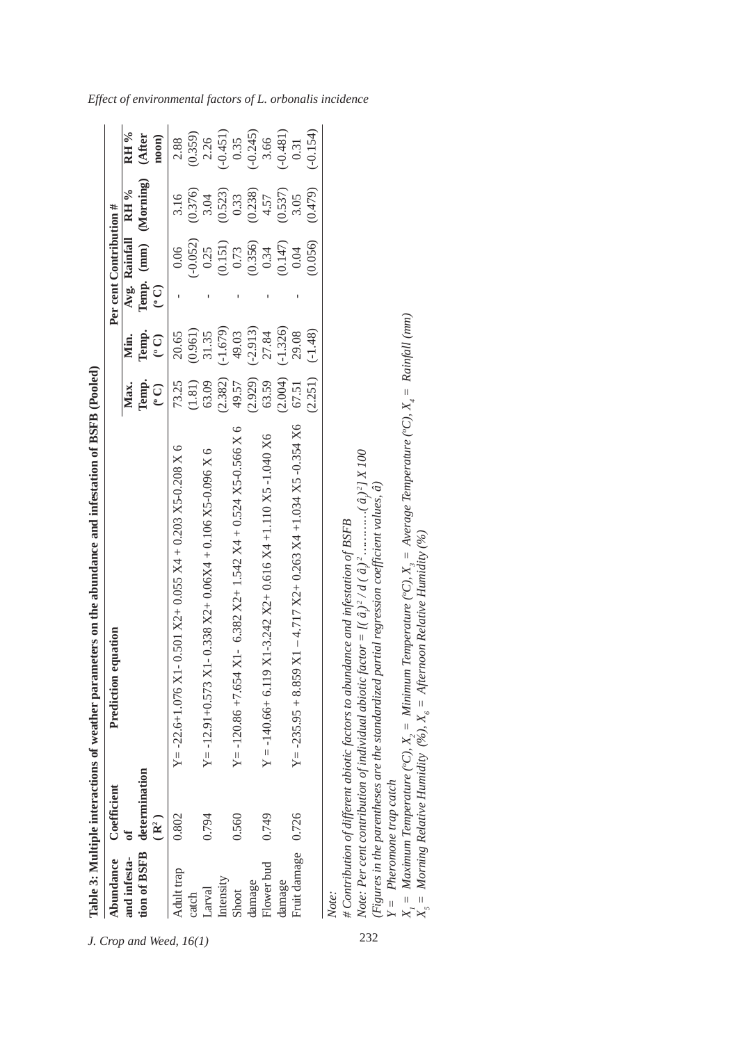**Table 3: Multiple interactions of weather parameters on the abundance and infestation of BSFB (Pooled)**

| Abundance and infestation of BSFB | Coefficient of determination ($R^2$) | Prediction equation | Per cent Contribution # | | | | | |
|---|---|---|---|---|---|---|---|---|
| | | | Max. Temp. (°C) | Min. Temp. (°C) | Avg. Temp. (°C) | Rainfall (mm) | RH % (Morning) | RH % (After noon) |
| Adult trap catch | 0.802 | $Y = -22.6 + 1.076\,X_1 - 0.501\,X_2 + 0.055\,X_4 + 0.203\,X_5 - 0.208\,X_6$ | 73.25 (1.81) | 20.65 (0.961) | - | 0.06 (-0.052) | 3.16 (0.376) | 2.88 (0.359) |
| Larval Intensity | 0.794 | $Y = -12.91 + 0.573\,X_1 - 0.338\,X_2 + 0.06\,X_4 + 0.106\,X_5 - 0.096\,X_6$ | 63.09 (2.382) | 31.35 (-1.679) | - | 0.25 (0.151) | 3.04 (0.523) | 2.26 (-0.451) |
| Shoot damage | 0.560 | $Y = -120.86 + 7.654\,X_1 - 6.382\,X_2 + 1.542\,X_4 + 0.524\,X_5 - 0.566\,X_6$ | 49.57 (2.929) | 49.03 (-2.913) | - | 0.73 (0.356) | 0.33 (0.238) | 0.35 (-0.245) |
| Flower bud damage | 0.749 | $Y = -140.66 + 6.119\,X_1 - 3.242\,X_2 + 0.616\,X_4 + 1.110\,X_5 - 1.040\,X_6$ | 63.59 (2.004) | 27.84 (-1.326) | - | 0.34 (0.147) | 4.57 (0.537) | 3.66 (-0.481) |
| Fruit damage | 0.726 | $Y = -235.95 + 8.859\,X_1 - 4.717\,X_2 + 0.263\,X_4 + 1.034\,X_5 - 0.354\,X_6$ | 67.51 (2.251) | 29.08 (-1.48) | - | 0.04 (0.056) | 3.05 (0.479) | 0.31 (-0.154) |

*Note:*

*# Contribution of different abiotic factors to abundance and infestation of BSFB*

*Note: Per cent contribution of individual abiotic factor* $= [(\hat{a}_i)^2 / d\,(\hat{a})^2 \ldots\ldots\ldots (\hat{a}_i)^2] \times 100$

*(Figures in the parentheses are the standardized partial regression coefficient values,* $\hat{a}$*)*

*Y = Pheromone trap catch*

$X_1$ *= Maximum Temperature (°C),* $X_2$ *= Minimum Temperature (°C),* $X_3$ *= Average Temperature (°C),* $X_4$ *= Rainfall (mm)*

$X_5$ *= Morning Relative Humidity (%),* $X_6$ *= Afternoon Relative Humidity (%)*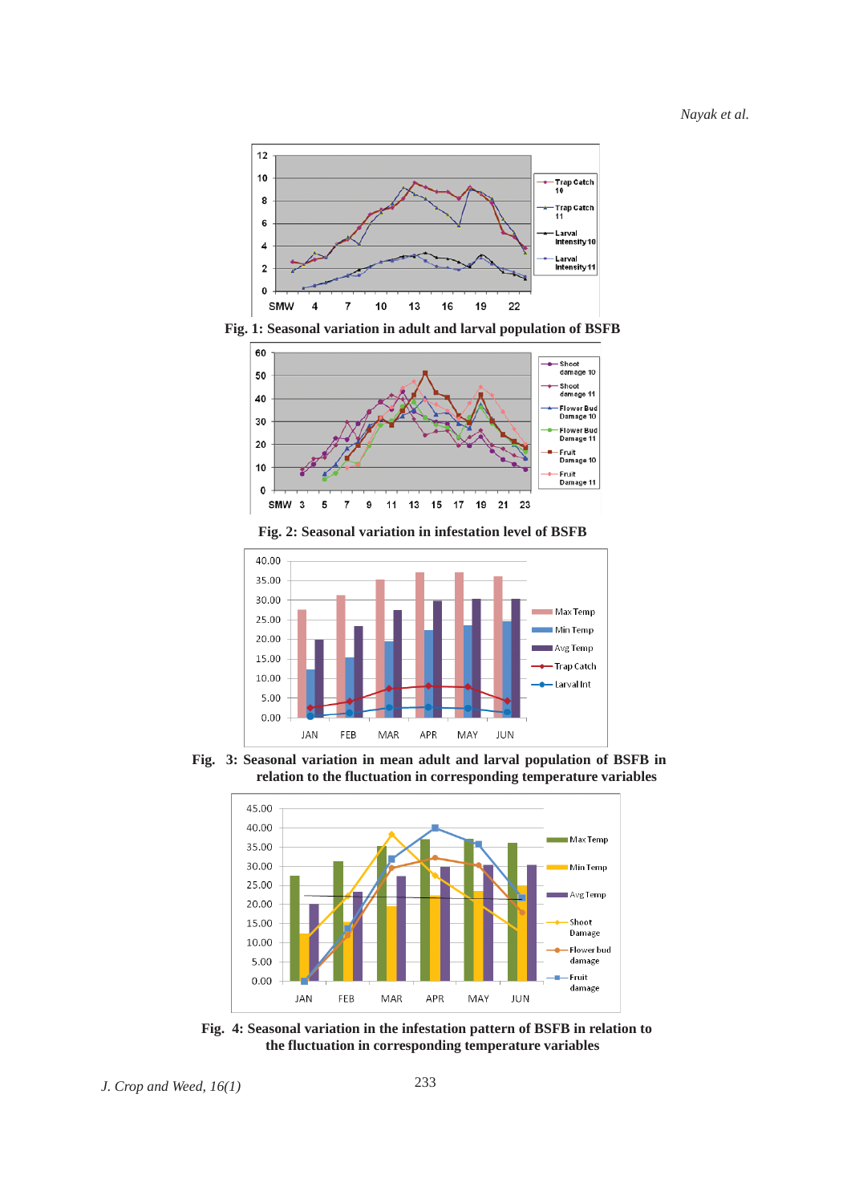Fig. 1: Seasonal variation in adult and larval population of BSFB

Fig. 2: Seasonal variation in infestation level of BSFB

Fig. 3: Seasonal variation in mean adult and larval population of BSFB in relation to the fluctuation in corresponding temperature variables

Fig. 4: Seasonal variation in the infestation pattern of BSFB in relation to the fluctuation in corresponding temperature variables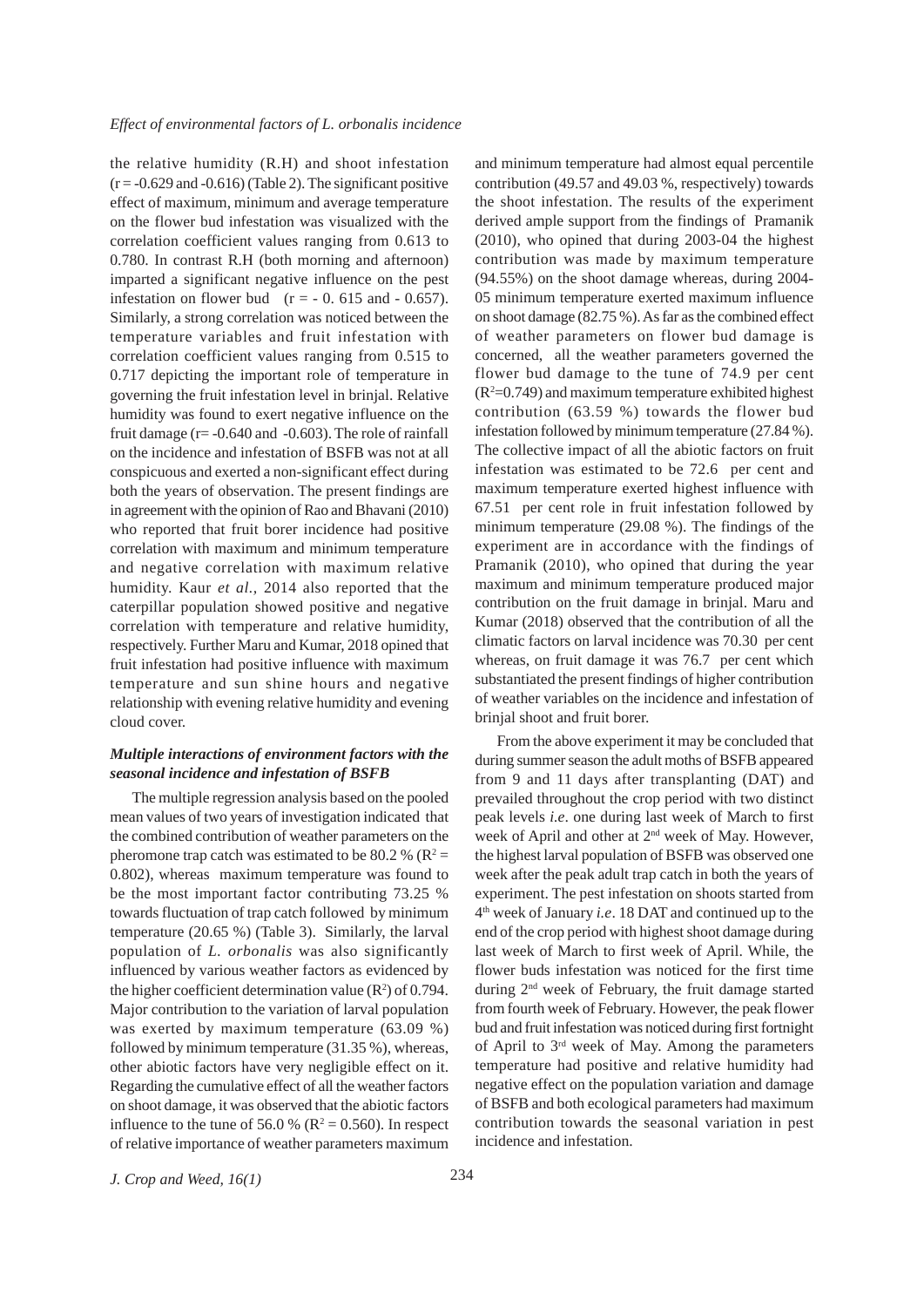the relative humidity (R.H) and shoot infestation ($r$ = -0.629 and -0.616) (Table 2). The significant positive effect of maximum, minimum and average temperature on the flower bud infestation was visualized with the correlation coefficient values ranging from 0.613 to 0.780. In contrast R.H (both morning and afternoon) imparted a significant negative influence on the pest infestation on flower bud ($r$ = - 0. 615 and - 0.657). Similarly, a strong correlation was noticed between the temperature variables and fruit infestation with correlation coefficient values ranging from 0.515 to 0.717 depicting the important role of temperature in governing the fruit infestation level in brinjal. Relative humidity was found to exert negative influence on the fruit damage ($r$= -0.640 and -0.603). The role of rainfall on the incidence and infestation of BSFB was not at all conspicuous and exerted a non-significant effect during both the years of observation. The present findings are in agreement with the opinion of Rao and Bhavani (2010) who reported that fruit borer incidence had positive correlation with maximum and minimum temperature and negative correlation with maximum relative humidity. Kaur *et al.,* 2014 also reported that the caterpillar population showed positive and negative correlation with temperature and relative humidity, respectively. Further Maru and Kumar, 2018 opined that fruit infestation had positive influence with maximum temperature and sun shine hours and negative relationship with evening relative humidity and evening cloud cover.

### *Multiple interactions of environment factors with the seasonal incidence and infestation of BSFB*

The multiple regression analysis based on the pooled mean values of two years of investigation indicated that the combined contribution of weather parameters on the pheromone trap catch was estimated to be 80.2 % ($R^2$ = 0.802), whereas maximum temperature was found to be the most important factor contributing 73.25 % towards fluctuation of trap catch followed by minimum temperature (20.65 %) (Table 3). Similarly, the larval population of *L. orbonalis* was also significantly influenced by various weather factors as evidenced by the higher coefficient determination value ($R^2$) of 0.794. Major contribution to the variation of larval population was exerted by maximum temperature (63.09 %) followed by minimum temperature (31.35 %), whereas, other abiotic factors have very negligible effect on it. Regarding the cumulative effect of all the weather factors on shoot damage, it was observed that the abiotic factors influence to the tune of 56.0 % ($R^2$ = 0.560). In respect of relative importance of weather parameters maximum and minimum temperature had almost equal percentile contribution (49.57 and 49.03 %, respectively) towards the shoot infestation. The results of the experiment derived ample support from the findings of Pramanik (2010), who opined that during 2003-04 the highest contribution was made by maximum temperature (94.55%) on the shoot damage whereas, during 2004-05 minimum temperature exerted maximum influence on shoot damage (82.75 %). As far as the combined effect of weather parameters on flower bud damage is concerned, all the weather parameters governed the flower bud damage to the tune of 74.9 per cent ($R^2$=0.749) and maximum temperature exhibited highest contribution (63.59 %) towards the flower bud infestation followed by minimum temperature (27.84 %). The collective impact of all the abiotic factors on fruit infestation was estimated to be 72.6 per cent and maximum temperature exerted highest influence with 67.51 per cent role in fruit infestation followed by minimum temperature (29.08 %). The findings of the experiment are in accordance with the findings of Pramanik (2010), who opined that during the year maximum and minimum temperature produced major contribution on the fruit damage in brinjal. Maru and Kumar (2018) observed that the contribution of all the climatic factors on larval incidence was 70.30 per cent whereas, on fruit damage it was 76.7 per cent which substantiated the present findings of higher contribution of weather variables on the incidence and infestation of brinjal shoot and fruit borer.

From the above experiment it may be concluded that during summer season the adult moths of BSFB appeared from 9 and 11 days after transplanting (DAT) and prevailed throughout the crop period with two distinct peak levels *i.e*. one during last week of March to first week of April and other at 2nd week of May. However, the highest larval population of BSFB was observed one week after the peak adult trap catch in both the years of experiment. The pest infestation on shoots started from 4th week of January *i.e*. 18 DAT and continued up to the end of the crop period with highest shoot damage during last week of March to first week of April. While, the flower buds infestation was noticed for the first time during 2nd week of February, the fruit damage started from fourth week of February. However, the peak flower bud and fruit infestation was noticed during first fortnight of April to 3rd week of May. Among the parameters temperature had positive and relative humidity had negative effect on the population variation and damage of BSFB and both ecological parameters had maximum contribution towards the seasonal variation in pest incidence and infestation.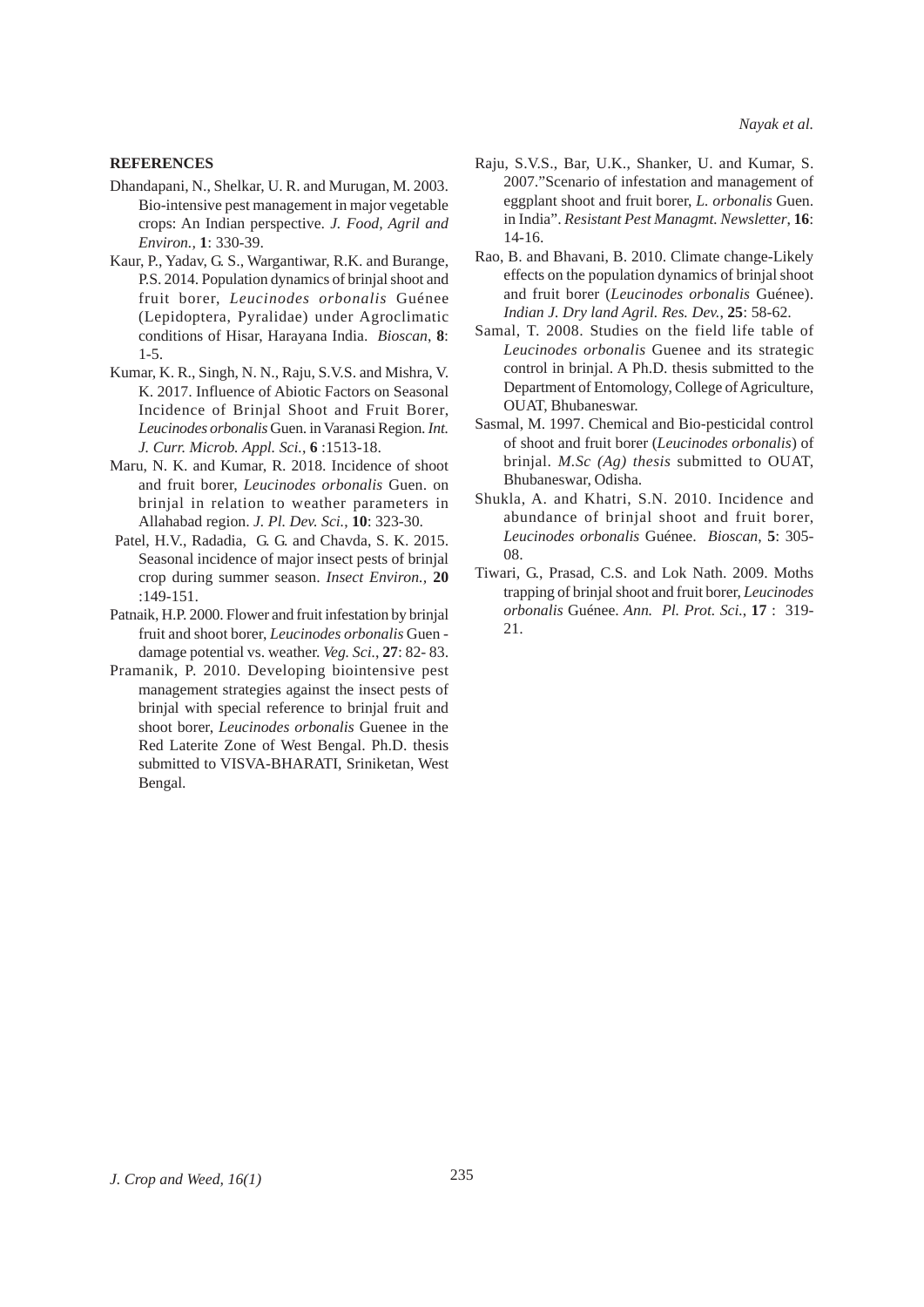## REFERENCES

Dhandapani, N., Shelkar, U. R. and Murugan, M. 2003. Bio-intensive pest management in major vegetable crops: An Indian perspective. *J. Food, Agril and Environ.*, **1**: 330-39.

Kaur, P., Yadav, G. S., Wargantiwar, R.K. and Burange, P.S. 2014. Population dynamics of brinjal shoot and fruit borer, *Leucinodes orbonalis* Guénee (Lepidoptera, Pyralidae) under Agroclimatic conditions of Hisar, Harayana India. *Bioscan*, **8**: 1-5.

Kumar, K. R., Singh, N. N., Raju, S.V.S. and Mishra, V. K. 2017. Influence of Abiotic Factors on Seasonal Incidence of Brinjal Shoot and Fruit Borer, *Leucinodes orbonalis* Guen. in Varanasi Region. *Int. J. Curr. Microb. Appl. Sci.*, **6** :1513-18.

Maru, N. K. and Kumar, R. 2018. Incidence of shoot and fruit borer, *Leucinodes orbonalis* Guen. on brinjal in relation to weather parameters in Allahabad region. *J. Pl. Dev. Sci.*, **10**: 323-30.

Patel, H.V., Radadia, G. G. and Chavda, S. K. 2015. Seasonal incidence of major insect pests of brinjal crop during summer season. *Insect Environ.,* **20** :149-151.

Patnaik, H.P. 2000. Flower and fruit infestation by brinjal fruit and shoot borer, *Leucinodes orbonalis* Guen - damage potential vs. weather. *Veg. Sci.*, **27**: 82- 83.

Pramanik, P. 2010. Developing biointensive pest management strategies against the insect pests of brinjal with special reference to brinjal fruit and shoot borer, *Leucinodes orbonalis* Guenee in the Red Laterite Zone of West Bengal. Ph.D. thesis submitted to VISVA-BHARATI, Sriniketan, West Bengal.

Raju, S.V.S., Bar, U.K., Shanker, U. and Kumar, S. 2007."Scenario of infestation and management of eggplant shoot and fruit borer, *L. orbonalis* Guen. in India". *Resistant Pest Managmt. Newsletter*, **16**: 14-16.

Rao, B. and Bhavani, B. 2010. Climate change-Likely effects on the population dynamics of brinjal shoot and fruit borer (*Leucinodes orbonalis* Guénee). *Indian J. Dry land Agril. Res. Dev.*, **25**: 58-62.

Samal, T. 2008. Studies on the field life table of *Leucinodes orbonalis* Guenee and its strategic control in brinjal. A Ph.D. thesis submitted to the Department of Entomology, College of Agriculture, OUAT, Bhubaneswar.

Sasmal, M. 1997. Chemical and Bio-pesticidal control of shoot and fruit borer (*Leucinodes orbonalis*) of brinjal. *M.Sc (Ag) thesis* submitted to OUAT, Bhubaneswar, Odisha.

Shukla, A. and Khatri, S.N. 2010. Incidence and abundance of brinjal shoot and fruit borer, *Leucinodes orbonalis* Guénee. *Bioscan*, **5**: 305-08.

Tiwari, G., Prasad, C.S. and Lok Nath. 2009. Moths trapping of brinjal shoot and fruit borer, *Leucinodes orbonalis* Guénee. *Ann. Pl. Prot. Sci.*, **17** : 319-21.